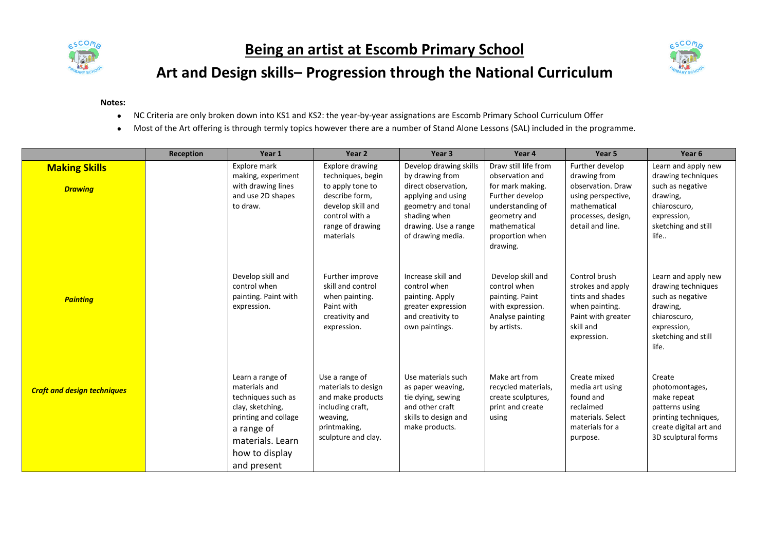# Being an artist at Escomb Primary School

## Art and Design skills– Progression through the National Curriculum

**Notes:**

- NC Criteria are only broken down into KS1 and KS2: the year-by-year assignations are Escomb Primary School Curriculum Offer
- Most of the Art offering is through termly topics however there are a number of Stand Alone Lessons (SAL) included in the programme.

| | Reception | Year 1 | Year 2 | Year 3 | Year 4 | Year 5 | Year 6 |
|---|---|---|---|---|---|---|---|
| **Making Skills** <br> ***Drawing*** | | Explore mark making, experiment with drawing lines and use 2D shapes to draw. | Explore drawing techniques, begin to apply tone to describe form, develop skill and control with a range of drawing materials | Develop drawing skills by drawing from direct observation, applying and using geometry and tonal shading when drawing. Use a range of drawing media. | Draw still life from observation and for mark making. Further develop understanding of geometry and mathematical proportion when drawing. | Further develop drawing from observation. Draw using perspective, mathematical processes, design, detail and line. | Learn and apply new drawing techniques such as negative drawing, chiaroscuro, expression, sketching and still life.. |
| ***Painting*** | | Develop skill and control when painting. Paint with expression. | Further improve skill and control when painting. Paint with creativity and expression. | Increase skill and control when painting. Apply greater expression and creativity to own paintings. | Develop skill and control when painting. Paint with expression. Analyse painting by artists. | Control brush strokes and apply tints and shades when painting. Paint with greater skill and expression. | Learn and apply new drawing techniques such as negative drawing, chiaroscuro, expression, sketching and still life. |
| ***Craft and design techniques*** | | Learn a range of materials and techniques such as clay, sketching, printing and collage a range of materials. Learn how to display and present | Use a range of materials to design and make products including craft, weaving, printmaking, sculpture and clay. | Use materials such as paper weaving, tie dying, sewing and other craft skills to design and make products. | Make art from recycled materials, create sculptures, print and create using | Create mixed media art using found and reclaimed materials. Select materials for a purpose. | Create photomontages, make repeat patterns using printing techniques, create digital art and 3D sculptural forms |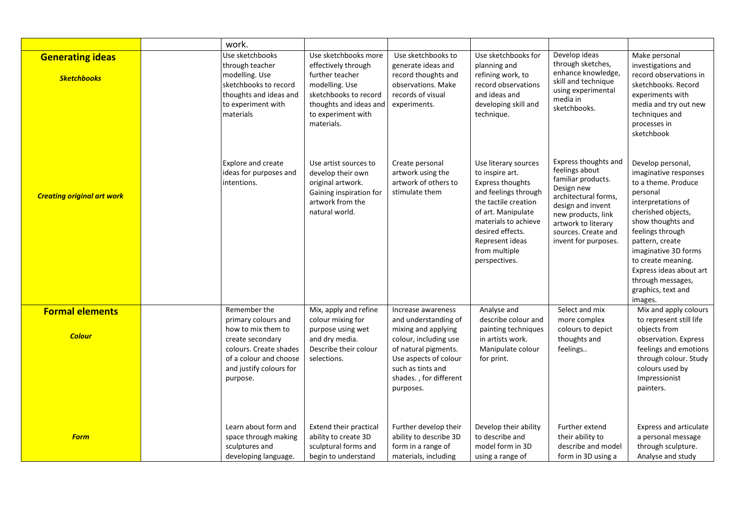| | | | | | | | |
|---|---|---|---|---|---|---|---|
| | | work. | | | | | |
| **Generating ideas**<br><br>***Sketchbooks*** | | Use sketchbooks through teacher modelling. Use sketchbooks to record thoughts and ideas and to experiment with materials | Use sketchbooks more effectively through further teacher modelling. Use sketchbooks to record thoughts and ideas and to experiment with materials. | Use sketchbooks to generate ideas and record thoughts and observations. Make records of visual experiments. | Use sketchbooks for planning and refining work, to record observations and ideas and developing skill and technique. | Develop ideas through sketches, enhance knowledge, skill and technique using experimental media in sketchbooks. | Make personal investigations and record observations in sketchbooks. Record experiments with media and try out new techniques and processes in sketchbook |
| ***Creating original art work*** | | Explore and create ideas for purposes and intentions. | Use artist sources to develop their own original artwork. Gaining inspiration for artwork from the natural world. | Create personal artwork using the artwork of others to stimulate them | Use literary sources to inspire art. Express thoughts and feelings through the tactile creation of art. Manipulate materials to achieve desired effects. Represent ideas from multiple perspectives. | Express thoughts and feelings about familiar products. Design new architectural forms, design and invent new products, link artwork to literary sources. Create and invent for purposes. | Develop personal, imaginative responses to a theme. Produce personal interpretations of cherished objects, show thoughts and feelings through pattern, create imaginative 3D forms to create meaning. Express ideas about art through messages, graphics, text and images. |
| **Formal elements**<br><br>***Colour*** | | Remember the primary colours and how to mix them to create secondary colours. Create shades of a colour and choose and justify colours for purpose. | Mix, apply and refine colour mixing for purpose using wet and dry media. Describe their colour selections. | Increase awareness and understanding of mixing and applying colour, including use of natural pigments. Use aspects of colour such as tints and shades. , for different purposes. | Analyse and describe colour and painting techniques in artists work. Manipulate colour for print. | Select and mix more complex colours to depict thoughts and feelings.. | Mix and apply colours to represent still life objects from observation. Express feelings and emotions through colour. Study colours used by Impressionist painters. |
| ***Form*** | | Learn about form and space through making sculptures and developing language. | Extend their practical ability to create 3D sculptural forms and begin to understand | Further develop their ability to describe 3D form in a range of materials, including | Develop their ability to describe and model form in 3D using a range of | Further extend their ability to describe and model form in 3D using a | Express and articulate a personal message through sculpture. Analyse and study |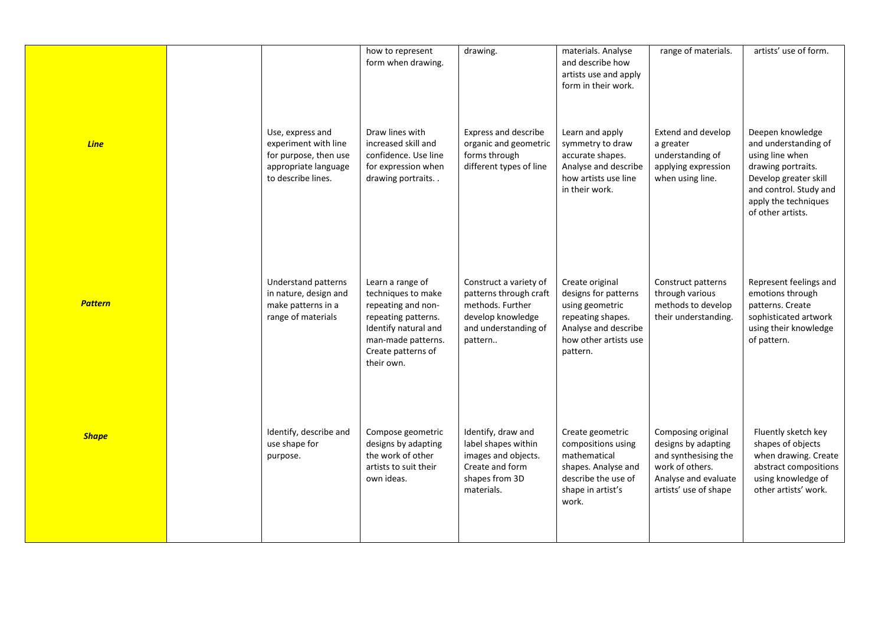| | | | | | | | |
|---|---|---|---|---|---|---|---|
| | | | how to represent form when drawing. | drawing. | materials. Analyse and describe how artists use and apply form in their work. | range of materials. | artists' use of form. |
| ***Line*** | | Use, express and experiment with line for purpose, then use appropriate language to describe lines. | Draw lines with increased skill and confidence. Use line for expression when drawing portraits. . | Express and describe organic and geometric forms through different types of line | Learn and apply symmetry to draw accurate shapes. Analyse and describe how artists use line in their work. | Extend and develop a greater understanding of applying expression when using line. | Deepen knowledge and understanding of using line when drawing portraits. Develop greater skill and control. Study and apply the techniques of other artists. |
| ***Pattern*** | | Understand patterns in nature, design and make patterns in a range of materials | Learn a range of techniques to make repeating and non-repeating patterns. Identify natural and man-made patterns. Create patterns of their own. | Construct a variety of patterns through craft methods. Further develop knowledge and understanding of pattern.. | Create original designs for patterns using geometric repeating shapes. Analyse and describe how other artists use pattern. | Construct patterns through various methods to develop their understanding. | Represent feelings and emotions through patterns. Create sophisticated artwork using their knowledge of pattern. |
| ***Shape*** | | Identify, describe and use shape for purpose. | Compose geometric designs by adapting the work of other artists to suit their own ideas. | Identify, draw and label shapes within images and objects. Create and form shapes from 3D materials. | Create geometric compositions using mathematical shapes. Analyse and describe the use of shape in artist's work. | Composing original designs by adapting and synthesising the work of others. Analyse and evaluate artists' use of shape | Fluently sketch key shapes of objects when drawing. Create abstract compositions using knowledge of other artists' work. |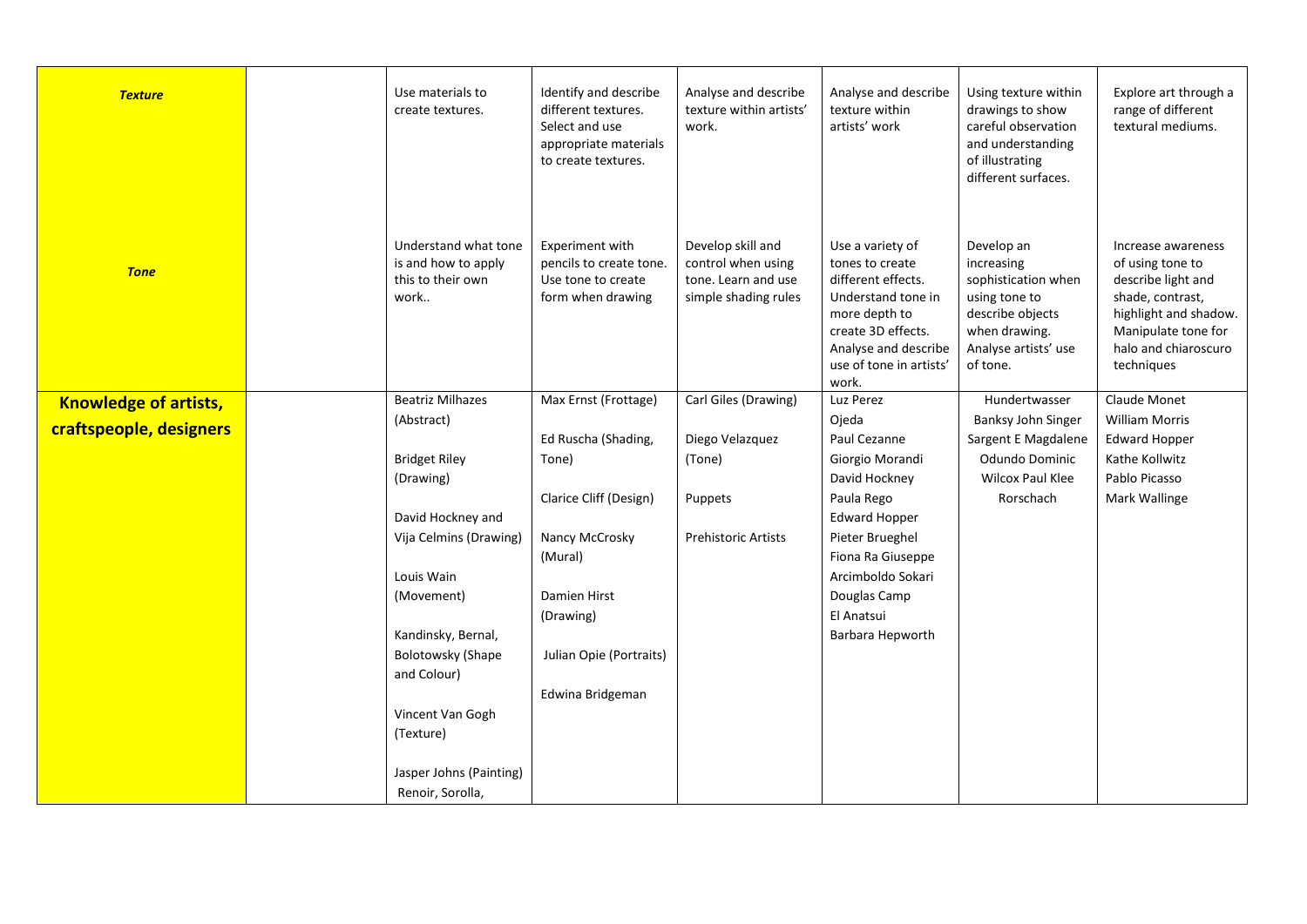| | | | | | | | |
|---|---|---|---|---|---|---|---|
| ***Texture*** | | Use materials to create textures. | Identify and describe different textures. Select and use appropriate materials to create textures. | Analyse and describe texture within artists' work. | Analyse and describe texture within artists' work | Using texture within drawings to show careful observation and understanding of illustrating different surfaces. | Explore art through a range of different textural mediums. |
| ***Tone*** | | Understand what tone is and how to apply this to their own work.. | Experiment with pencils to create tone. Use tone to create form when drawing | Develop skill and control when using tone. Learn and use simple shading rules | Use a variety of tones to create different effects. Understand tone in more depth to create 3D effects. Analyse and describe use of tone in artists' work. | Develop an increasing sophistication when using tone to describe objects when drawing. Analyse artists' use of tone. | Increase awareness of using tone to describe light and shade, contrast, highlight and shadow. Manipulate tone for halo and chiaroscuro techniques |
| **Knowledge of artists, craftspeople, designers** | | Beatriz Milhazes (Abstract)<br><br>Bridget Riley (Drawing)<br><br>David Hockney and Vija Celmins (Drawing)<br><br>Louis Wain (Movement)<br><br>Kandinsky, Bernal, Bolotowsky (Shape and Colour)<br><br>Vincent Van Gogh (Texture)<br><br>Jasper Johns (Painting) Renoir, Sorolla, | Max Ernst (Frottage)<br><br>Ed Ruscha (Shading, Tone)<br><br>Clarice Cliff (Design)<br><br>Nancy McCrosky (Mural)<br><br>Damien Hirst (Drawing)<br><br>Julian Opie (Portraits)<br><br>Edwina Bridgeman | Carl Giles (Drawing)<br><br>Diego Velazquez (Tone)<br><br>Puppets<br><br>Prehistoric Artists | Luz Perez Ojeda Paul Cezanne Giorgio Morandi David Hockney Paula Rego Edward Hopper Pieter Brueghel Fiona Ra Giuseppe Arcimboldo Sokari Douglas Camp El Anatsui Barbara Hepworth | Hundertwasser Banksy John Singer Sargent E Magdalene Odundo Dominic Wilcox Paul Klee Rorschach | Claude Monet William Morris Edward Hopper Kathe Kollwitz Pablo Picasso Mark Wallinge |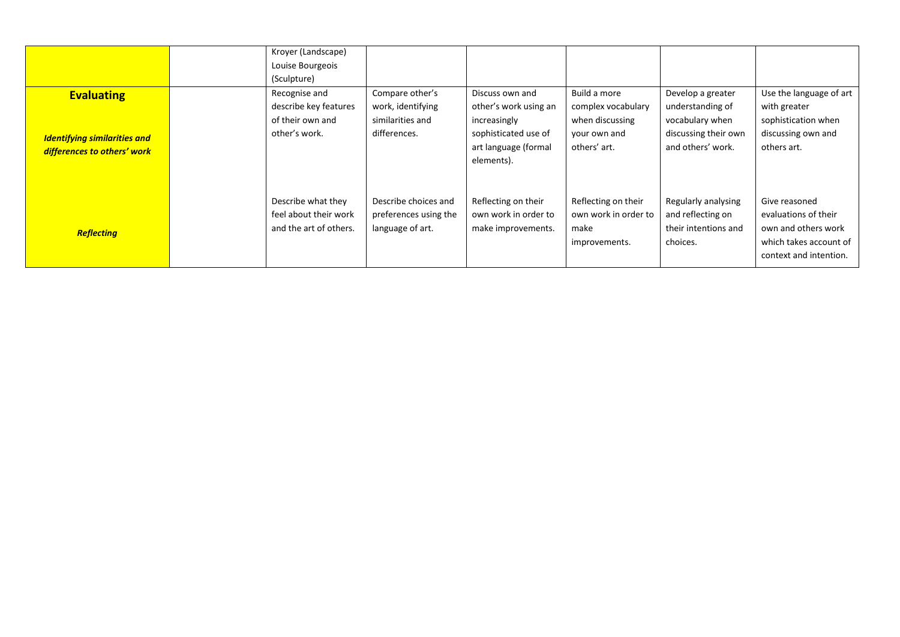| | | | | | | | |
|---|---|---|---|---|---|---|---|
| | | Kroyer (Landscape)<br>Louise Bourgeois (Sculpture) | | | | | |
| **Evaluating**<br><br>***Identifying similarities and differences to others' work*** | | Recognise and describe key features of their own and other's work. | Compare other's work, identifying similarities and differences. | Discuss own and other's work using an increasingly sophisticated use of art language (formal elements). | Build a more complex vocabulary when discussing your own and others' art. | Develop a greater understanding of vocabulary when discussing their own and others' work. | Use the language of art with greater sophistication when discussing own and others art. |
| ***Reflecting*** | | Describe what they feel about their work and the art of others. | Describe choices and preferences using the language of art. | Reflecting on their own work in order to make improvements. | Reflecting on their own work in order to make improvements. | Regularly analysing and reflecting on their intentions and choices. | Give reasoned evaluations of their own and others work which takes account of context and intention. |